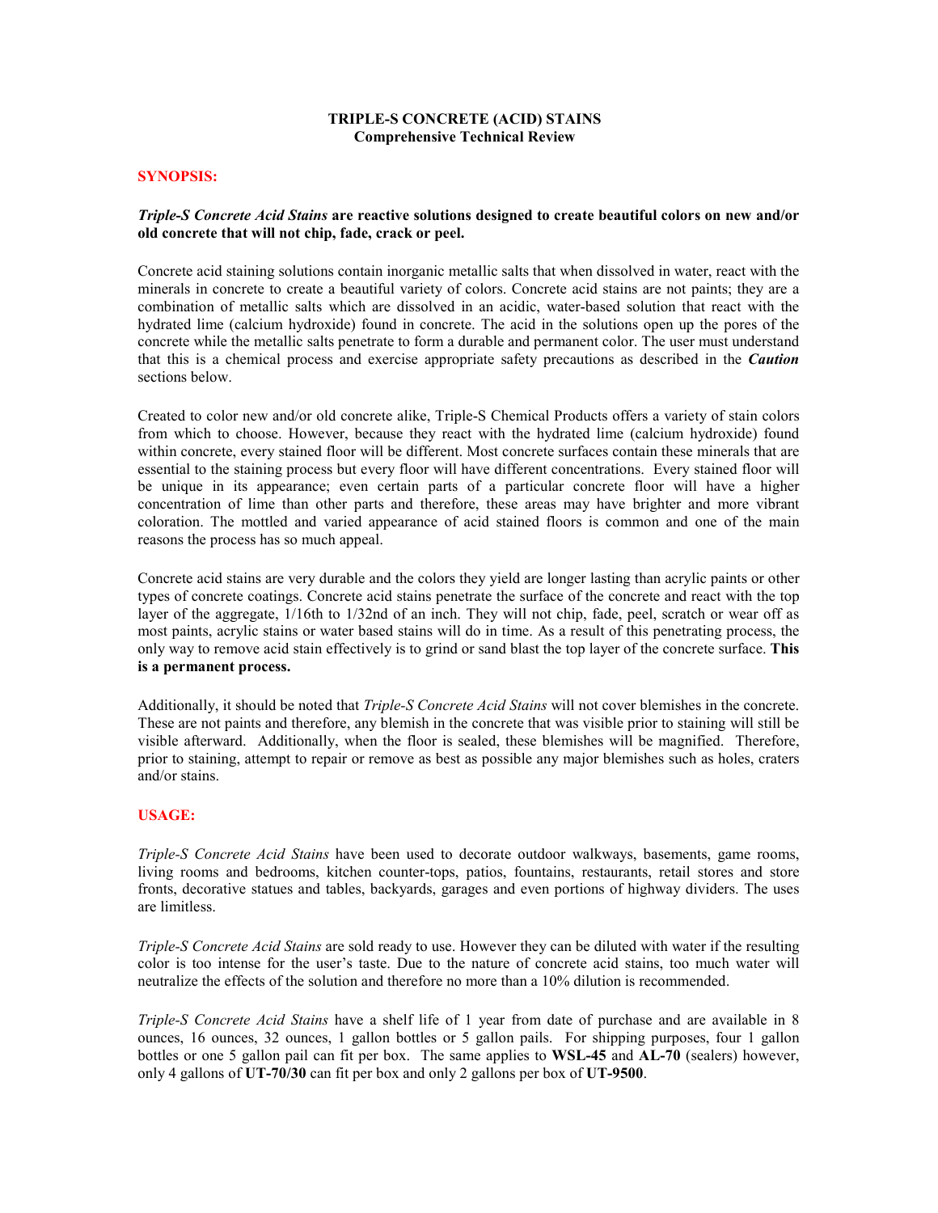# TRIPLE-S CONCRETE (ACID) STAINS
## Comprehensive Technical Review

### SYNOPSIS:

***Triple-S Concrete Acid Stains* are reactive solutions designed to create beautiful colors on new and/or old concrete that will not chip, fade, crack or peel.**

Concrete acid staining solutions contain inorganic metallic salts that when dissolved in water, react with the minerals in concrete to create a beautiful variety of colors. Concrete acid stains are not paints; they are a combination of metallic salts which are dissolved in an acidic, water-based solution that react with the hydrated lime (calcium hydroxide) found in concrete. The acid in the solutions open up the pores of the concrete while the metallic salts penetrate to form a durable and permanent color. The user must understand that this is a chemical process and exercise appropriate safety precautions as described in the ***Caution*** sections below.

Created to color new and/or old concrete alike, Triple-S Chemical Products offers a variety of stain colors from which to choose. However, because they react with the hydrated lime (calcium hydroxide) found within concrete, every stained floor will be different. Most concrete surfaces contain these minerals that are essential to the staining process but every floor will have different concentrations. Every stained floor will be unique in its appearance; even certain parts of a particular concrete floor will have a higher concentration of lime than other parts and therefore, these areas may have brighter and more vibrant coloration. The mottled and varied appearance of acid stained floors is common and one of the main reasons the process has so much appeal.

Concrete acid stains are very durable and the colors they yield are longer lasting than acrylic paints or other types of concrete coatings. Concrete acid stains penetrate the surface of the concrete and react with the top layer of the aggregate, 1/16th to 1/32nd of an inch. They will not chip, fade, peel, scratch or wear off as most paints, acrylic stains or water based stains will do in time. As a result of this penetrating process, the only way to remove acid stain effectively is to grind or sand blast the top layer of the concrete surface. **This is a permanent process.**

Additionally, it should be noted that *Triple-S Concrete Acid Stains* will not cover blemishes in the concrete. These are not paints and therefore, any blemish in the concrete that was visible prior to staining will still be visible afterward. Additionally, when the floor is sealed, these blemishes will be magnified. Therefore, prior to staining, attempt to repair or remove as best as possible any major blemishes such as holes, craters and/or stains.

### USAGE:

*Triple-S Concrete Acid Stains* have been used to decorate outdoor walkways, basements, game rooms, living rooms and bedrooms, kitchen counter-tops, patios, fountains, restaurants, retail stores and store fronts, decorative statues and tables, backyards, garages and even portions of highway dividers. The uses are limitless.

*Triple-S Concrete Acid Stains* are sold ready to use. However they can be diluted with water if the resulting color is too intense for the user's taste. Due to the nature of concrete acid stains, too much water will neutralize the effects of the solution and therefore no more than a 10% dilution is recommended.

*Triple-S Concrete Acid Stains* have a shelf life of 1 year from date of purchase and are available in 8 ounces, 16 ounces, 32 ounces, 1 gallon bottles or 5 gallon pails. For shipping purposes, four 1 gallon bottles or one 5 gallon pail can fit per box. The same applies to **WSL-45** and **AL-70** (sealers) however, only 4 gallons of **UT-70/30** can fit per box and only 2 gallons per box of **UT-9500**.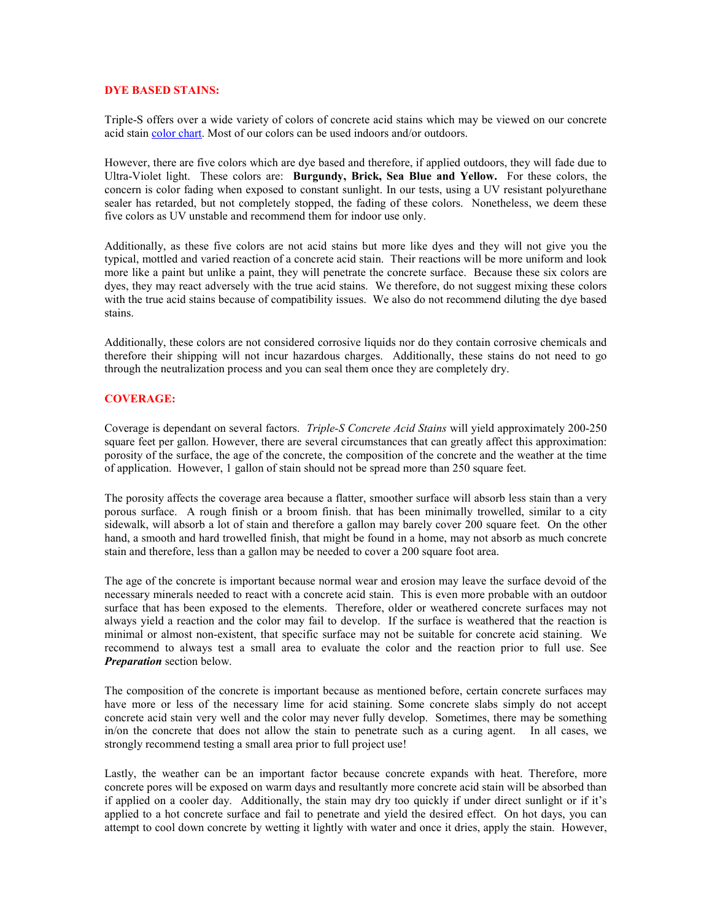## DYE BASED STAINS:

Triple-S offers over a wide variety of colors of concrete acid stains which may be viewed on our concrete acid stain color chart. Most of our colors can be used indoors and/or outdoors.

However, there are five colors which are dye based and therefore, if applied outdoors, they will fade due to Ultra-Violet light. These colors are: **Burgundy, Brick, Sea Blue and Yellow.** For these colors, the concern is color fading when exposed to constant sunlight. In our tests, using a UV resistant polyurethane sealer has retarded, but not completely stopped, the fading of these colors. Nonetheless, we deem these five colors as UV unstable and recommend them for indoor use only.

Additionally, as these five colors are not acid stains but more like dyes and they will not give you the typical, mottled and varied reaction of a concrete acid stain. Their reactions will be more uniform and look more like a paint but unlike a paint, they will penetrate the concrete surface. Because these six colors are dyes, they may react adversely with the true acid stains. We therefore, do not suggest mixing these colors with the true acid stains because of compatibility issues. We also do not recommend diluting the dye based stains.

Additionally, these colors are not considered corrosive liquids nor do they contain corrosive chemicals and therefore their shipping will not incur hazardous charges. Additionally, these stains do not need to go through the neutralization process and you can seal them once they are completely dry.

## COVERAGE:

Coverage is dependant on several factors. *Triple-S Concrete Acid Stains* will yield approximately 200-250 square feet per gallon. However, there are several circumstances that can greatly affect this approximation: porosity of the surface, the age of the concrete, the composition of the concrete and the weather at the time of application. However, 1 gallon of stain should not be spread more than 250 square feet.

The porosity affects the coverage area because a flatter, smoother surface will absorb less stain than a very porous surface. A rough finish or a broom finish. that has been minimally trowelled, similar to a city sidewalk, will absorb a lot of stain and therefore a gallon may barely cover 200 square feet. On the other hand, a smooth and hard trowelled finish, that might be found in a home, may not absorb as much concrete stain and therefore, less than a gallon may be needed to cover a 200 square foot area.

The age of the concrete is important because normal wear and erosion may leave the surface devoid of the necessary minerals needed to react with a concrete acid stain. This is even more probable with an outdoor surface that has been exposed to the elements. Therefore, older or weathered concrete surfaces may not always yield a reaction and the color may fail to develop. If the surface is weathered that the reaction is minimal or almost non-existent, that specific surface may not be suitable for concrete acid staining. We recommend to always test a small area to evaluate the color and the reaction prior to full use. See ***Preparation*** section below.

The composition of the concrete is important because as mentioned before, certain concrete surfaces may have more or less of the necessary lime for acid staining. Some concrete slabs simply do not accept concrete acid stain very well and the color may never fully develop. Sometimes, there may be something in/on the concrete that does not allow the stain to penetrate such as a curing agent. In all cases, we strongly recommend testing a small area prior to full project use!

Lastly, the weather can be an important factor because concrete expands with heat. Therefore, more concrete pores will be exposed on warm days and resultantly more concrete acid stain will be absorbed than if applied on a cooler day. Additionally, the stain may dry too quickly if under direct sunlight or if it's applied to a hot concrete surface and fail to penetrate and yield the desired effect. On hot days, you can attempt to cool down concrete by wetting it lightly with water and once it dries, apply the stain. However,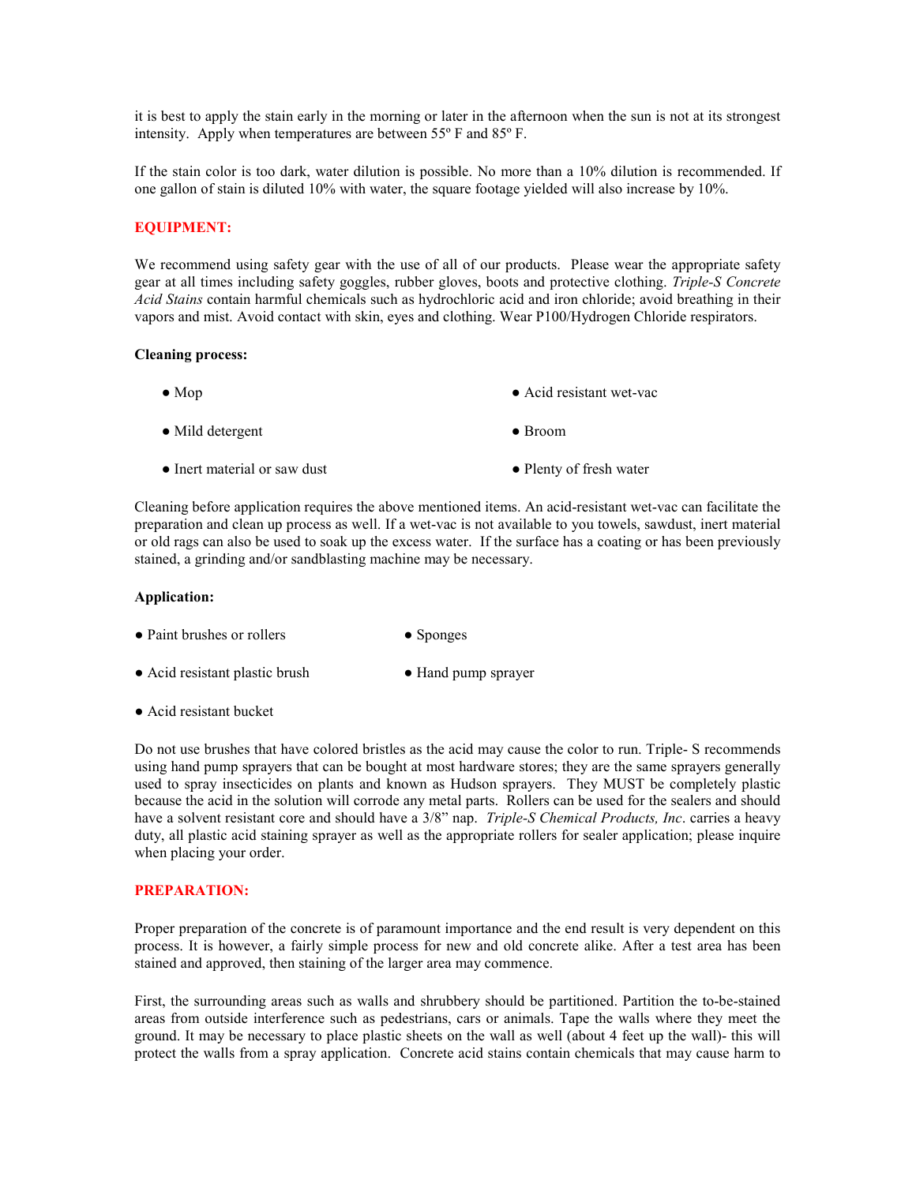it is best to apply the stain early in the morning or later in the afternoon when the sun is not at its strongest intensity. Apply when temperatures are between 55º F and 85º F.

If the stain color is too dark, water dilution is possible. No more than a 10% dilution is recommended. If one gallon of stain is diluted 10% with water, the square footage yielded will also increase by 10%.

## EQUIPMENT:

We recommend using safety gear with the use of all of our products. Please wear the appropriate safety gear at all times including safety goggles, rubber gloves, boots and protective clothing. *Triple-S Concrete Acid Stains* contain harmful chemicals such as hydrochloric acid and iron chloride; avoid breathing in their vapors and mist. Avoid contact with skin, eyes and clothing. Wear P100/Hydrogen Chloride respirators.

**Cleaning process:**

- Mop
- Acid resistant wet-vac
- Mild detergent
- Broom
- Inert material or saw dust
- Plenty of fresh water

Cleaning before application requires the above mentioned items. An acid-resistant wet-vac can facilitate the preparation and clean up process as well. If a wet-vac is not available to you towels, sawdust, inert material or old rags can also be used to soak up the excess water. If the surface has a coating or has been previously stained, a grinding and/or sandblasting machine may be necessary.

**Application:**

- Paint brushes or rollers
- Sponges
- Acid resistant plastic brush
- Hand pump sprayer
- Acid resistant bucket

Do not use brushes that have colored bristles as the acid may cause the color to run. Triple- S recommends using hand pump sprayers that can be bought at most hardware stores; they are the same sprayers generally used to spray insecticides on plants and known as Hudson sprayers. They MUST be completely plastic because the acid in the solution will corrode any metal parts. Rollers can be used for the sealers and should have a solvent resistant core and should have a 3/8" nap. *Triple-S Chemical Products, Inc*. carries a heavy duty, all plastic acid staining sprayer as well as the appropriate rollers for sealer application; please inquire when placing your order.

## PREPARATION:

Proper preparation of the concrete is of paramount importance and the end result is very dependent on this process. It is however, a fairly simple process for new and old concrete alike. After a test area has been stained and approved, then staining of the larger area may commence.

First, the surrounding areas such as walls and shrubbery should be partitioned. Partition the to-be-stained areas from outside interference such as pedestrians, cars or animals. Tape the walls where they meet the ground. It may be necessary to place plastic sheets on the wall as well (about 4 feet up the wall)- this will protect the walls from a spray application. Concrete acid stains contain chemicals that may cause harm to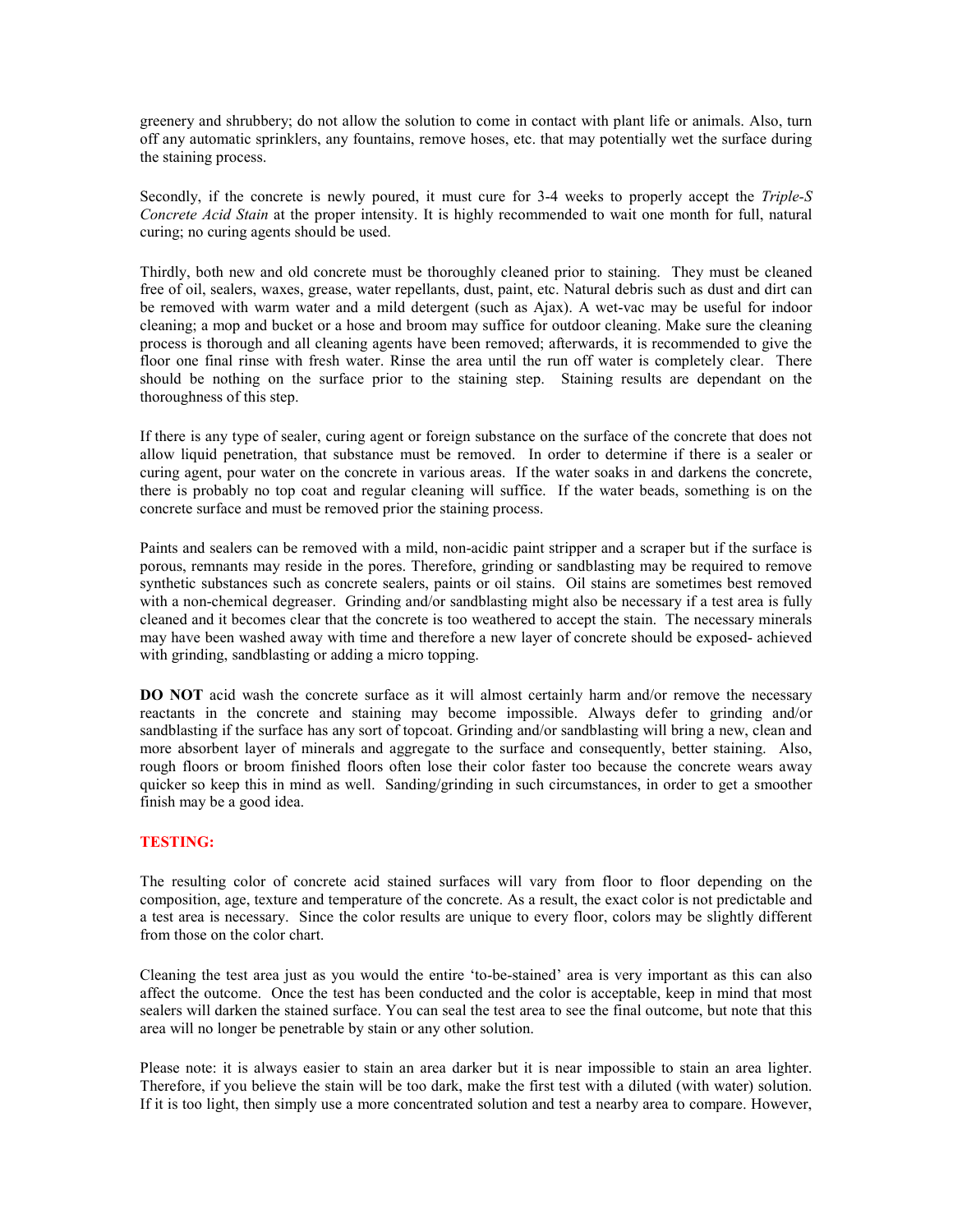greenery and shrubbery; do not allow the solution to come in contact with plant life or animals. Also, turn off any automatic sprinklers, any fountains, remove hoses, etc. that may potentially wet the surface during the staining process.

Secondly, if the concrete is newly poured, it must cure for 3-4 weeks to properly accept the *Triple-S Concrete Acid Stain* at the proper intensity. It is highly recommended to wait one month for full, natural curing; no curing agents should be used.

Thirdly, both new and old concrete must be thoroughly cleaned prior to staining. They must be cleaned free of oil, sealers, waxes, grease, water repellants, dust, paint, etc. Natural debris such as dust and dirt can be removed with warm water and a mild detergent (such as Ajax). A wet-vac may be useful for indoor cleaning; a mop and bucket or a hose and broom may suffice for outdoor cleaning. Make sure the cleaning process is thorough and all cleaning agents have been removed; afterwards, it is recommended to give the floor one final rinse with fresh water. Rinse the area until the run off water is completely clear. There should be nothing on the surface prior to the staining step. Staining results are dependant on the thoroughness of this step.

If there is any type of sealer, curing agent or foreign substance on the surface of the concrete that does not allow liquid penetration, that substance must be removed. In order to determine if there is a sealer or curing agent, pour water on the concrete in various areas. If the water soaks in and darkens the concrete, there is probably no top coat and regular cleaning will suffice. If the water beads, something is on the concrete surface and must be removed prior the staining process.

Paints and sealers can be removed with a mild, non-acidic paint stripper and a scraper but if the surface is porous, remnants may reside in the pores. Therefore, grinding or sandblasting may be required to remove synthetic substances such as concrete sealers, paints or oil stains. Oil stains are sometimes best removed with a non-chemical degreaser. Grinding and/or sandblasting might also be necessary if a test area is fully cleaned and it becomes clear that the concrete is too weathered to accept the stain. The necessary minerals may have been washed away with time and therefore a new layer of concrete should be exposed- achieved with grinding, sandblasting or adding a micro topping.

**DO NOT** acid wash the concrete surface as it will almost certainly harm and/or remove the necessary reactants in the concrete and staining may become impossible. Always defer to grinding and/or sandblasting if the surface has any sort of topcoat. Grinding and/or sandblasting will bring a new, clean and more absorbent layer of minerals and aggregate to the surface and consequently, better staining. Also, rough floors or broom finished floors often lose their color faster too because the concrete wears away quicker so keep this in mind as well. Sanding/grinding in such circumstances, in order to get a smoother finish may be a good idea.

## TESTING:

The resulting color of concrete acid stained surfaces will vary from floor to floor depending on the composition, age, texture and temperature of the concrete. As a result, the exact color is not predictable and a test area is necessary. Since the color results are unique to every floor, colors may be slightly different from those on the color chart.

Cleaning the test area just as you would the entire 'to-be-stained' area is very important as this can also affect the outcome. Once the test has been conducted and the color is acceptable, keep in mind that most sealers will darken the stained surface. You can seal the test area to see the final outcome, but note that this area will no longer be penetrable by stain or any other solution.

Please note: it is always easier to stain an area darker but it is near impossible to stain an area lighter. Therefore, if you believe the stain will be too dark, make the first test with a diluted (with water) solution. If it is too light, then simply use a more concentrated solution and test a nearby area to compare. However,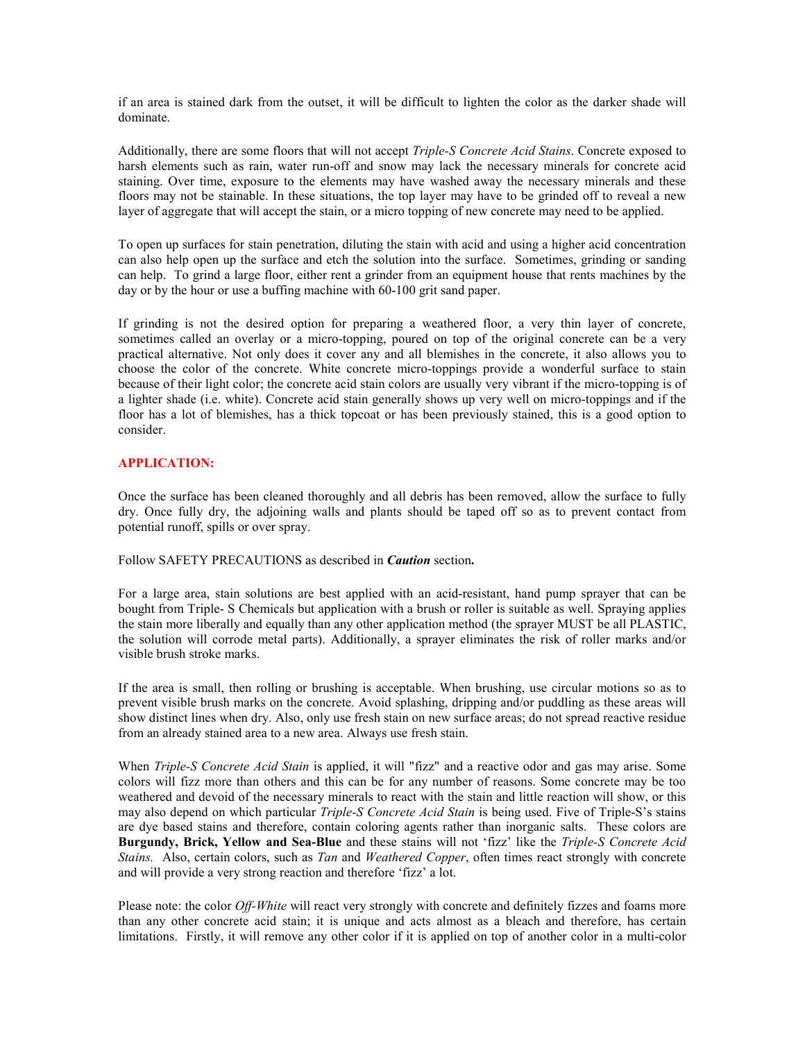if an area is stained dark from the outset, it will be difficult to lighten the color as the darker shade will dominate.

Additionally, there are some floors that will not accept *Triple-S Concrete Acid Stains*. Concrete exposed to harsh elements such as rain, water run-off and snow may lack the necessary minerals for concrete acid staining. Over time, exposure to the elements may have washed away the necessary minerals and these floors may not be stainable. In these situations, the top layer may have to be grinded off to reveal a new layer of aggregate that will accept the stain, or a micro topping of new concrete may need to be applied.

To open up surfaces for stain penetration, diluting the stain with acid and using a higher acid concentration can also help open up the surface and etch the solution into the surface. Sometimes, grinding or sanding can help. To grind a large floor, either rent a grinder from an equipment house that rents machines by the day or by the hour or use a buffing machine with 60-100 grit sand paper.

If grinding is not the desired option for preparing a weathered floor, a very thin layer of concrete, sometimes called an overlay or a micro-topping, poured on top of the original concrete can be a very practical alternative. Not only does it cover any and all blemishes in the concrete, it also allows you to choose the color of the concrete. White concrete micro-toppings provide a wonderful surface to stain because of their light color; the concrete acid stain colors are usually very vibrant if the micro-topping is of a lighter shade (i.e. white). Concrete acid stain generally shows up very well on micro-toppings and if the floor has a lot of blemishes, has a thick topcoat or has been previously stained, this is a good option to consider.

## APPLICATION:

Once the surface has been cleaned thoroughly and all debris has been removed, allow the surface to fully dry. Once fully dry, the adjoining walls and plants should be taped off so as to prevent contact from potential runoff, spills or over spray.

Follow SAFETY PRECAUTIONS as described in ***Caution*** section**.**

For a large area, stain solutions are best applied with an acid-resistant, hand pump sprayer that can be bought from Triple- S Chemicals but application with a brush or roller is suitable as well. Spraying applies the stain more liberally and equally than any other application method (the sprayer MUST be all PLASTIC, the solution will corrode metal parts). Additionally, a sprayer eliminates the risk of roller marks and/or visible brush stroke marks.

If the area is small, then rolling or brushing is acceptable. When brushing, use circular motions so as to prevent visible brush marks on the concrete. Avoid splashing, dripping and/or puddling as these areas will show distinct lines when dry. Also, only use fresh stain on new surface areas; do not spread reactive residue from an already stained area to a new area. Always use fresh stain.

When *Triple-S Concrete Acid Stain* is applied, it will "fizz" and a reactive odor and gas may arise. Some colors will fizz more than others and this can be for any number of reasons. Some concrete may be too weathered and devoid of the necessary minerals to react with the stain and little reaction will show, or this may also depend on which particular *Triple-S Concrete Acid Stain* is being used. Five of Triple-S's stains are dye based stains and therefore, contain coloring agents rather than inorganic salts. These colors are **Burgundy, Brick, Yellow and Sea-Blue** and these stains will not 'fizz' like the *Triple-S Concrete Acid Stains.* Also, certain colors, such as *Tan* and *Weathered Copper*, often times react strongly with concrete and will provide a very strong reaction and therefore 'fizz' a lot.

Please note: the color *Off-White* will react very strongly with concrete and definitely fizzes and foams more than any other concrete acid stain; it is unique and acts almost as a bleach and therefore, has certain limitations. Firstly, it will remove any other color if it is applied on top of another color in a multi-color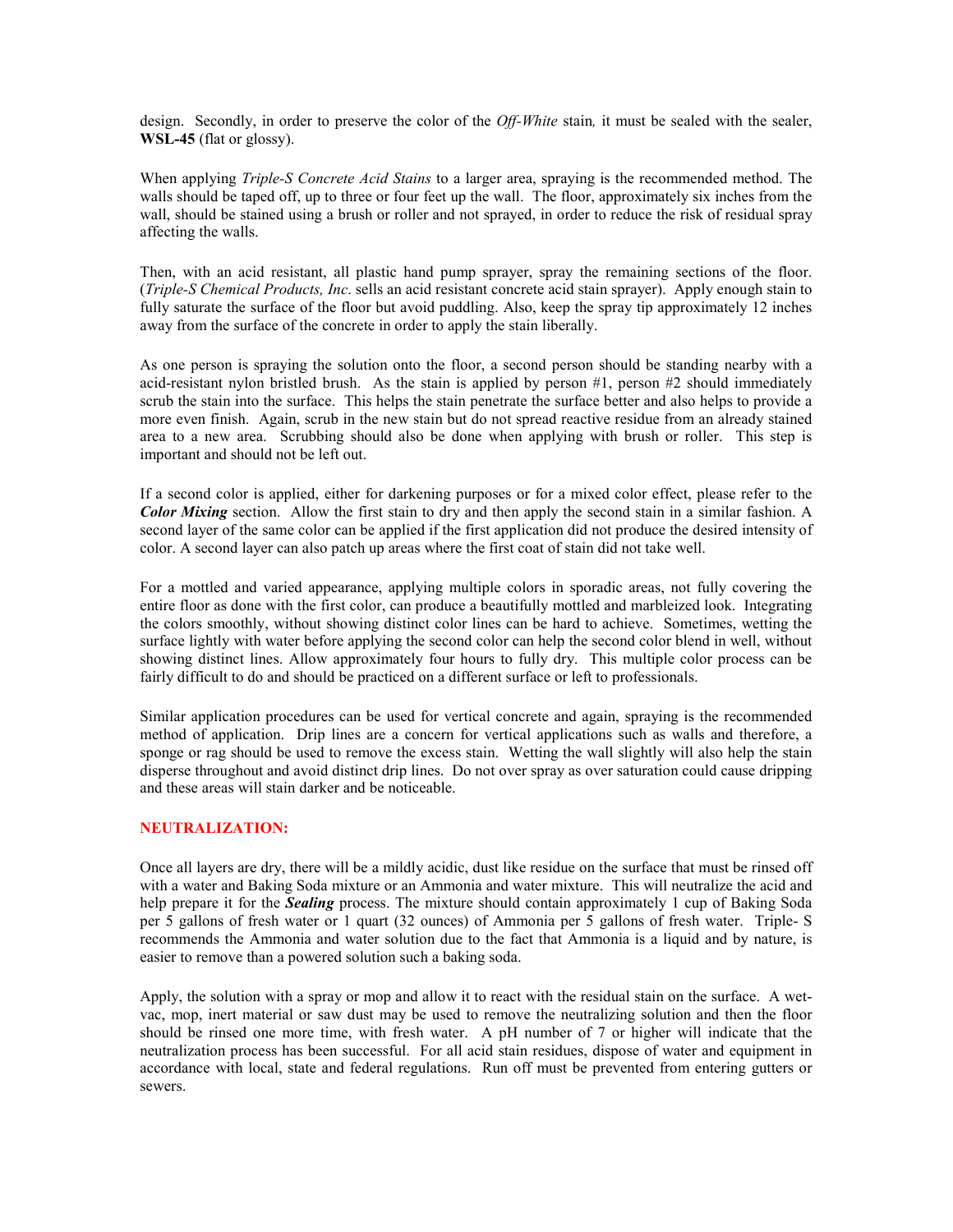design. Secondly, in order to preserve the color of the *Off-White* stain*,* it must be sealed with the sealer, **WSL-45** (flat or glossy).

When applying *Triple-S Concrete Acid Stains* to a larger area, spraying is the recommended method. The walls should be taped off, up to three or four feet up the wall. The floor, approximately six inches from the wall, should be stained using a brush or roller and not sprayed, in order to reduce the risk of residual spray affecting the walls.

Then, with an acid resistant, all plastic hand pump sprayer, spray the remaining sections of the floor. (*Triple-S Chemical Products, Inc*. sells an acid resistant concrete acid stain sprayer). Apply enough stain to fully saturate the surface of the floor but avoid puddling. Also, keep the spray tip approximately 12 inches away from the surface of the concrete in order to apply the stain liberally.

As one person is spraying the solution onto the floor, a second person should be standing nearby with a acid-resistant nylon bristled brush. As the stain is applied by person #1, person #2 should immediately scrub the stain into the surface. This helps the stain penetrate the surface better and also helps to provide a more even finish. Again, scrub in the new stain but do not spread reactive residue from an already stained area to a new area. Scrubbing should also be done when applying with brush or roller. This step is important and should not be left out.

If a second color is applied, either for darkening purposes or for a mixed color effect, please refer to the ***Color Mixing*** section. Allow the first stain to dry and then apply the second stain in a similar fashion. A second layer of the same color can be applied if the first application did not produce the desired intensity of color. A second layer can also patch up areas where the first coat of stain did not take well.

For a mottled and varied appearance, applying multiple colors in sporadic areas, not fully covering the entire floor as done with the first color, can produce a beautifully mottled and marbleized look. Integrating the colors smoothly, without showing distinct color lines can be hard to achieve. Sometimes, wetting the surface lightly with water before applying the second color can help the second color blend in well, without showing distinct lines. Allow approximately four hours to fully dry. This multiple color process can be fairly difficult to do and should be practiced on a different surface or left to professionals.

Similar application procedures can be used for vertical concrete and again, spraying is the recommended method of application. Drip lines are a concern for vertical applications such as walls and therefore, a sponge or rag should be used to remove the excess stain. Wetting the wall slightly will also help the stain disperse throughout and avoid distinct drip lines. Do not over spray as over saturation could cause dripping and these areas will stain darker and be noticeable.

## NEUTRALIZATION:

Once all layers are dry, there will be a mildly acidic, dust like residue on the surface that must be rinsed off with a water and Baking Soda mixture or an Ammonia and water mixture. This will neutralize the acid and help prepare it for the ***Sealing*** process. The mixture should contain approximately 1 cup of Baking Soda per 5 gallons of fresh water or 1 quart (32 ounces) of Ammonia per 5 gallons of fresh water. Triple- S recommends the Ammonia and water solution due to the fact that Ammonia is a liquid and by nature, is easier to remove than a powered solution such a baking soda.

Apply, the solution with a spray or mop and allow it to react with the residual stain on the surface. A wet-vac, mop, inert material or saw dust may be used to remove the neutralizing solution and then the floor should be rinsed one more time, with fresh water. A pH number of 7 or higher will indicate that the neutralization process has been successful. For all acid stain residues, dispose of water and equipment in accordance with local, state and federal regulations. Run off must be prevented from entering gutters or sewers.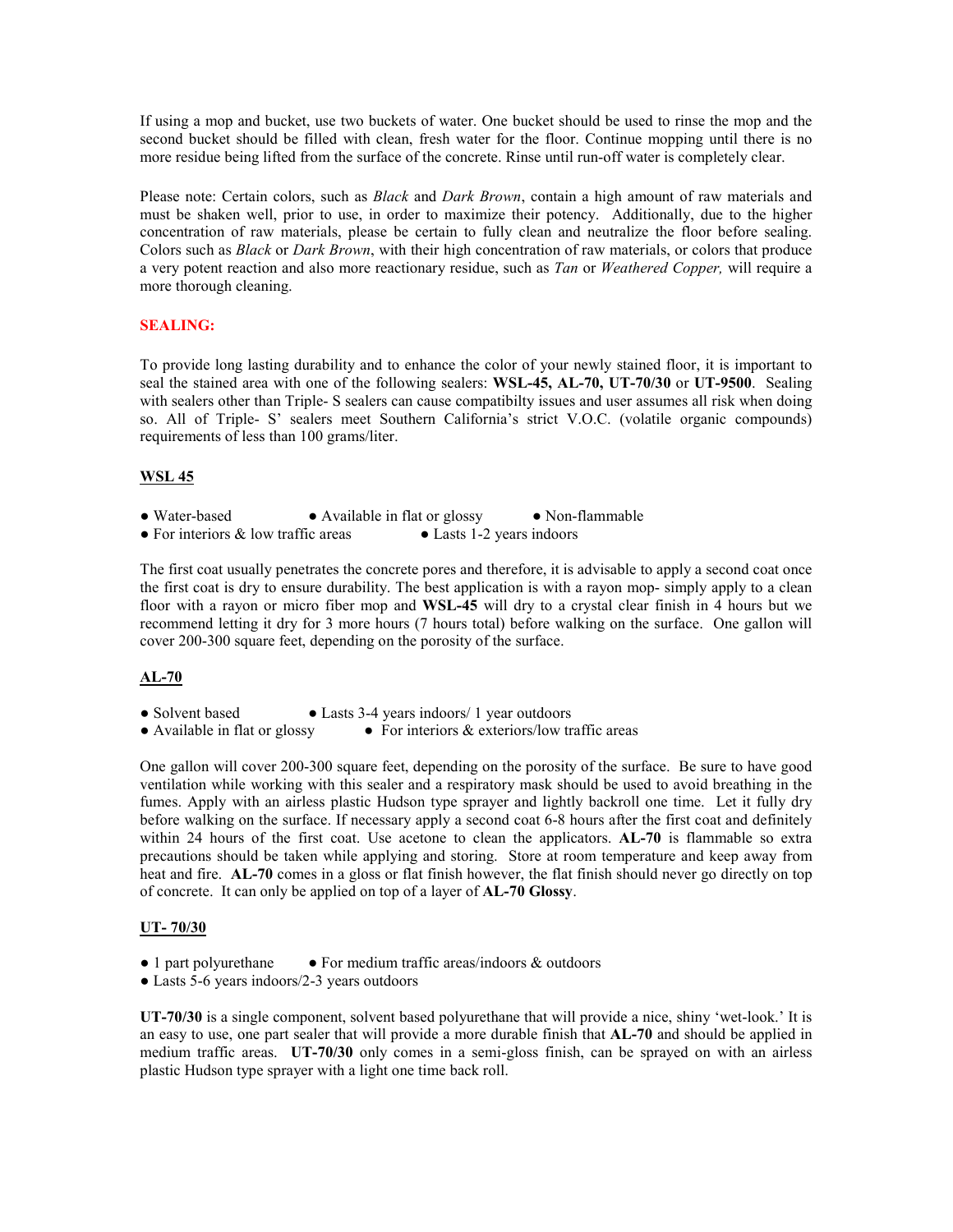If using a mop and bucket, use two buckets of water. One bucket should be used to rinse the mop and the second bucket should be filled with clean, fresh water for the floor. Continue mopping until there is no more residue being lifted from the surface of the concrete. Rinse until run-off water is completely clear.

Please note: Certain colors, such as *Black* and *Dark Brown*, contain a high amount of raw materials and must be shaken well, prior to use, in order to maximize their potency. Additionally, due to the higher concentration of raw materials, please be certain to fully clean and neutralize the floor before sealing. Colors such as *Black* or *Dark Brown*, with their high concentration of raw materials, or colors that produce a very potent reaction and also more reactionary residue, such as *Tan* or *Weathered Copper,* will require a more thorough cleaning.

## SEALING:

To provide long lasting durability and to enhance the color of your newly stained floor, it is important to seal the stained area with one of the following sealers: **WSL-45, AL-70, UT-70/30** or **UT-9500**. Sealing with sealers other than Triple- S sealers can cause compatibilty issues and user assumes all risk when doing so. All of Triple- S' sealers meet Southern California's strict V.O.C. (volatile organic compounds) requirements of less than 100 grams/liter.

### WSL 45

- Water-based
- Available in flat or glossy
- Non-flammable
- For interiors & low traffic areas
- Lasts 1-2 years indoors

The first coat usually penetrates the concrete pores and therefore, it is advisable to apply a second coat once the first coat is dry to ensure durability. The best application is with a rayon mop- simply apply to a clean floor with a rayon or micro fiber mop and **WSL-45** will dry to a crystal clear finish in 4 hours but we recommend letting it dry for 3 more hours (7 hours total) before walking on the surface. One gallon will cover 200-300 square feet, depending on the porosity of the surface.

### AL-70

- Solvent based
- Lasts 3-4 years indoors/ 1 year outdoors
- Available in flat or glossy
- For interiors & exteriors/low traffic areas

One gallon will cover 200-300 square feet, depending on the porosity of the surface. Be sure to have good ventilation while working with this sealer and a respiratory mask should be used to avoid breathing in the fumes. Apply with an airless plastic Hudson type sprayer and lightly backroll one time. Let it fully dry before walking on the surface. If necessary apply a second coat 6-8 hours after the first coat and definitely within 24 hours of the first coat. Use acetone to clean the applicators. **AL-70** is flammable so extra precautions should be taken while applying and storing. Store at room temperature and keep away from heat and fire. **AL-70** comes in a gloss or flat finish however, the flat finish should never go directly on top of concrete. It can only be applied on top of a layer of **AL-70 Glossy**.

### UT- 70/30

- 1 part polyurethane
- For medium traffic areas/indoors & outdoors
- Lasts 5-6 years indoors/2-3 years outdoors

**UT-70/30** is a single component, solvent based polyurethane that will provide a nice, shiny 'wet-look.' It is an easy to use, one part sealer that will provide a more durable finish that **AL-70** and should be applied in medium traffic areas. **UT-70/30** only comes in a semi-gloss finish, can be sprayed on with an airless plastic Hudson type sprayer with a light one time back roll.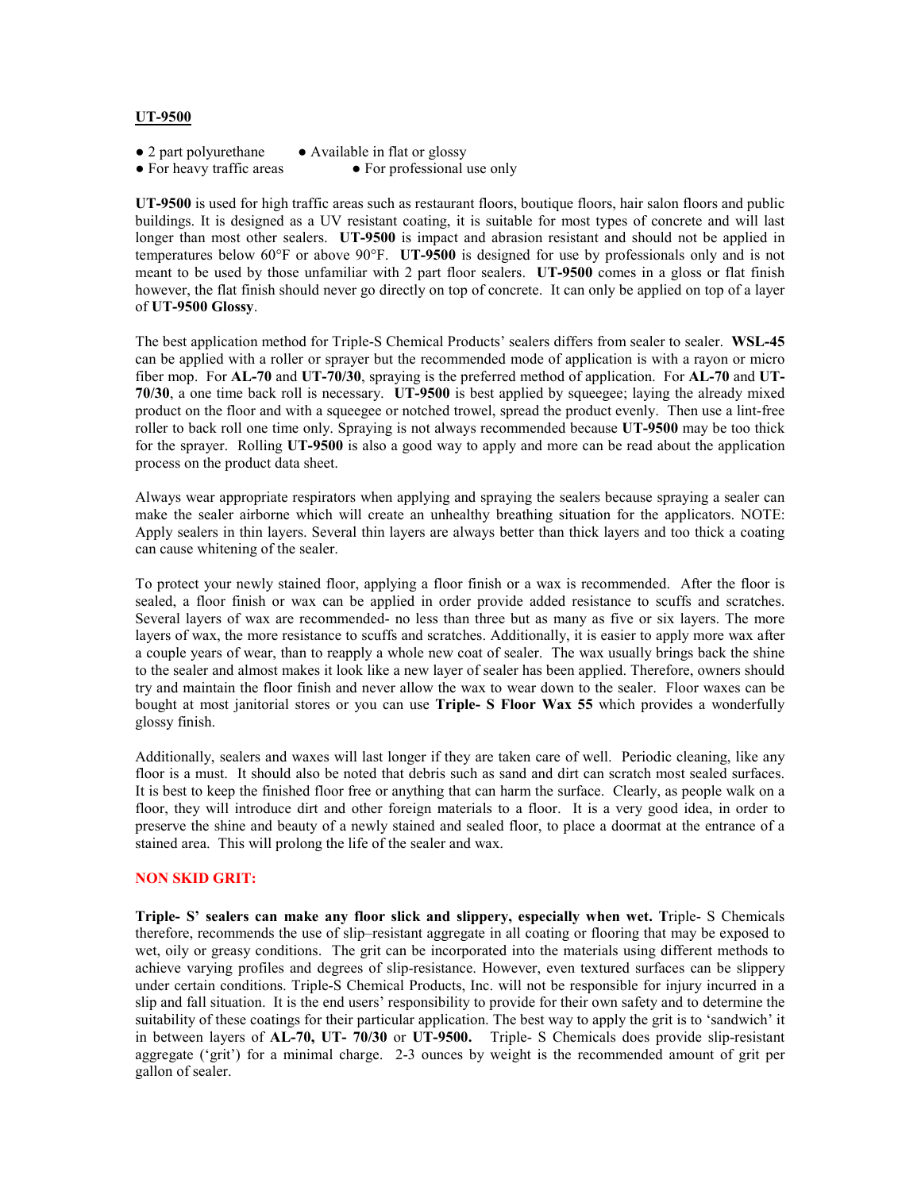**UT-9500**

- 2 part polyurethane
- Available in flat or glossy
- For heavy traffic areas
- For professional use only

**UT-9500** is used for high traffic areas such as restaurant floors, boutique floors, hair salon floors and public buildings. It is designed as a UV resistant coating, it is suitable for most types of concrete and will last longer than most other sealers. **UT-9500** is impact and abrasion resistant and should not be applied in temperatures below 60°F or above 90°F. **UT-9500** is designed for use by professionals only and is not meant to be used by those unfamiliar with 2 part floor sealers. **UT-9500** comes in a gloss or flat finish however, the flat finish should never go directly on top of concrete. It can only be applied on top of a layer of **UT-9500 Glossy**.

The best application method for Triple-S Chemical Products' sealers differs from sealer to sealer. **WSL-45** can be applied with a roller or sprayer but the recommended mode of application is with a rayon or micro fiber mop. For **AL-70** and **UT-70/30**, spraying is the preferred method of application. For **AL-70** and **UT-70/30**, a one time back roll is necessary. **UT-9500** is best applied by squeegee; laying the already mixed product on the floor and with a squeegee or notched trowel, spread the product evenly. Then use a lint-free roller to back roll one time only. Spraying is not always recommended because **UT-9500** may be too thick for the sprayer. Rolling **UT-9500** is also a good way to apply and more can be read about the application process on the product data sheet.

Always wear appropriate respirators when applying and spraying the sealers because spraying a sealer can make the sealer airborne which will create an unhealthy breathing situation for the applicators. NOTE: Apply sealers in thin layers. Several thin layers are always better than thick layers and too thick a coating can cause whitening of the sealer.

To protect your newly stained floor, applying a floor finish or a wax is recommended. After the floor is sealed, a floor finish or wax can be applied in order provide added resistance to scuffs and scratches. Several layers of wax are recommended- no less than three but as many as five or six layers. The more layers of wax, the more resistance to scuffs and scratches. Additionally, it is easier to apply more wax after a couple years of wear, than to reapply a whole new coat of sealer. The wax usually brings back the shine to the sealer and almost makes it look like a new layer of sealer has been applied. Therefore, owners should try and maintain the floor finish and never allow the wax to wear down to the sealer. Floor waxes can be bought at most janitorial stores or you can use **Triple- S Floor Wax 55** which provides a wonderfully glossy finish.

Additionally, sealers and waxes will last longer if they are taken care of well. Periodic cleaning, like any floor is a must. It should also be noted that debris such as sand and dirt can scratch most sealed surfaces. It is best to keep the finished floor free or anything that can harm the surface. Clearly, as people walk on a floor, they will introduce dirt and other foreign materials to a floor. It is a very good idea, in order to preserve the shine and beauty of a newly stained and sealed floor, to place a doormat at the entrance of a stained area. This will prolong the life of the sealer and wax.

**NON SKID GRIT:**

**Triple- S' sealers can make any floor slick and slippery, especially when wet. T**riple- S Chemicals therefore, recommends the use of slip–resistant aggregate in all coating or flooring that may be exposed to wet, oily or greasy conditions. The grit can be incorporated into the materials using different methods to achieve varying profiles and degrees of slip-resistance. However, even textured surfaces can be slippery under certain conditions. Triple-S Chemical Products, Inc. will not be responsible for injury incurred in a slip and fall situation. It is the end users' responsibility to provide for their own safety and to determine the suitability of these coatings for their particular application. The best way to apply the grit is to 'sandwich' it in between layers of **AL-70, UT- 70/30** or **UT-9500.** Triple- S Chemicals does provide slip-resistant aggregate ('grit') for a minimal charge. 2-3 ounces by weight is the recommended amount of grit per gallon of sealer.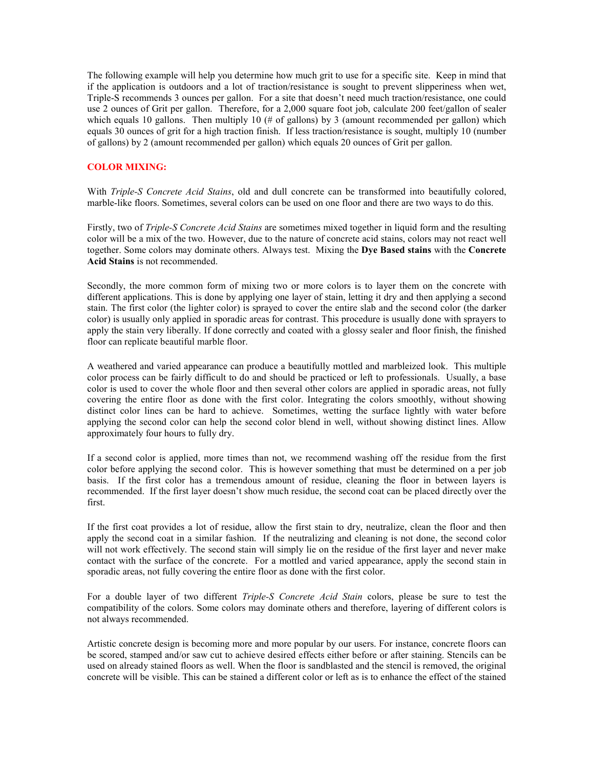The following example will help you determine how much grit to use for a specific site. Keep in mind that if the application is outdoors and a lot of traction/resistance is sought to prevent slipperiness when wet, Triple-S recommends 3 ounces per gallon. For a site that doesn't need much traction/resistance, one could use 2 ounces of Grit per gallon. Therefore, for a 2,000 square foot job, calculate 200 feet/gallon of sealer which equals 10 gallons. Then multiply 10 (# of gallons) by 3 (amount recommended per gallon) which equals 30 ounces of grit for a high traction finish. If less traction/resistance is sought, multiply 10 (number of gallons) by 2 (amount recommended per gallon) which equals 20 ounces of Grit per gallon.

## COLOR MIXING:

With *Triple-S Concrete Acid Stains*, old and dull concrete can be transformed into beautifully colored, marble-like floors. Sometimes, several colors can be used on one floor and there are two ways to do this.

Firstly, two of *Triple-S Concrete Acid Stains* are sometimes mixed together in liquid form and the resulting color will be a mix of the two. However, due to the nature of concrete acid stains, colors may not react well together. Some colors may dominate others. Always test. Mixing the **Dye Based stains** with the **Concrete Acid Stains** is not recommended.

Secondly, the more common form of mixing two or more colors is to layer them on the concrete with different applications. This is done by applying one layer of stain, letting it dry and then applying a second stain. The first color (the lighter color) is sprayed to cover the entire slab and the second color (the darker color) is usually only applied in sporadic areas for contrast. This procedure is usually done with sprayers to apply the stain very liberally. If done correctly and coated with a glossy sealer and floor finish, the finished floor can replicate beautiful marble floor.

A weathered and varied appearance can produce a beautifully mottled and marbleized look. This multiple color process can be fairly difficult to do and should be practiced or left to professionals. Usually, a base color is used to cover the whole floor and then several other colors are applied in sporadic areas, not fully covering the entire floor as done with the first color. Integrating the colors smoothly, without showing distinct color lines can be hard to achieve. Sometimes, wetting the surface lightly with water before applying the second color can help the second color blend in well, without showing distinct lines. Allow approximately four hours to fully dry.

If a second color is applied, more times than not, we recommend washing off the residue from the first color before applying the second color. This is however something that must be determined on a per job basis. If the first color has a tremendous amount of residue, cleaning the floor in between layers is recommended. If the first layer doesn't show much residue, the second coat can be placed directly over the first.

If the first coat provides a lot of residue, allow the first stain to dry, neutralize, clean the floor and then apply the second coat in a similar fashion. If the neutralizing and cleaning is not done, the second color will not work effectively. The second stain will simply lie on the residue of the first layer and never make contact with the surface of the concrete. For a mottled and varied appearance, apply the second stain in sporadic areas, not fully covering the entire floor as done with the first color.

For a double layer of two different *Triple-S Concrete Acid Stain* colors, please be sure to test the compatibility of the colors. Some colors may dominate others and therefore, layering of different colors is not always recommended.

Artistic concrete design is becoming more and more popular by our users. For instance, concrete floors can be scored, stamped and/or saw cut to achieve desired effects either before or after staining. Stencils can be used on already stained floors as well. When the floor is sandblasted and the stencil is removed, the original concrete will be visible. This can be stained a different color or left as is to enhance the effect of the stained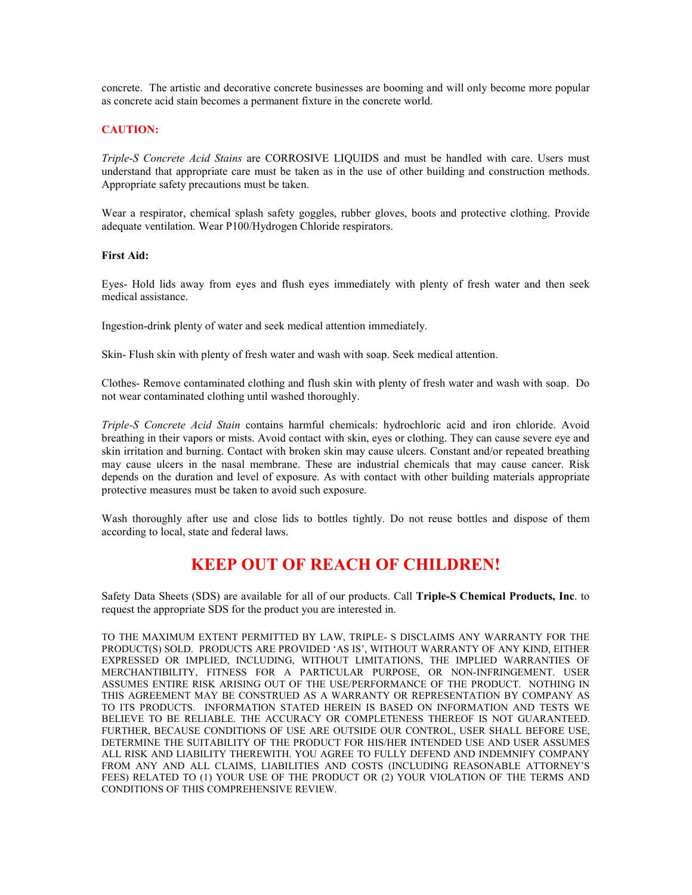concrete. The artistic and decorative concrete businesses are booming and will only become more popular as concrete acid stain becomes a permanent fixture in the concrete world.

**CAUTION:**

*Triple-S Concrete Acid Stains* are CORROSIVE LIQUIDS and must be handled with care. Users must understand that appropriate care must be taken as in the use of other building and construction methods. Appropriate safety precautions must be taken.

Wear a respirator, chemical splash safety goggles, rubber gloves, boots and protective clothing. Provide adequate ventilation. Wear P100/Hydrogen Chloride respirators.

**First Aid:**

Eyes- Hold lids away from eyes and flush eyes immediately with plenty of fresh water and then seek medical assistance.

Ingestion-drink plenty of water and seek medical attention immediately.

Skin- Flush skin with plenty of fresh water and wash with soap. Seek medical attention.

Clothes- Remove contaminated clothing and flush skin with plenty of fresh water and wash with soap. Do not wear contaminated clothing until washed thoroughly.

*Triple-S Concrete Acid Stain* contains harmful chemicals: hydrochloric acid and iron chloride. Avoid breathing in their vapors or mists. Avoid contact with skin, eyes or clothing. They can cause severe eye and skin irritation and burning. Contact with broken skin may cause ulcers. Constant and/or repeated breathing may cause ulcers in the nasal membrane. These are industrial chemicals that may cause cancer. Risk depends on the duration and level of exposure. As with contact with other building materials appropriate protective measures must be taken to avoid such exposure.

Wash thoroughly after use and close lids to bottles tightly. Do not reuse bottles and dispose of them according to local, state and federal laws.

## KEEP OUT OF REACH OF CHILDREN!

Safety Data Sheets (SDS) are available for all of our products. Call **Triple-S Chemical Products, Inc**. to request the appropriate SDS for the product you are interested in.

TO THE MAXIMUM EXTENT PERMITTED BY LAW, TRIPLE- S DISCLAIMS ANY WARRANTY FOR THE PRODUCT(S) SOLD. PRODUCTS ARE PROVIDED 'AS IS', WITHOUT WARRANTY OF ANY KIND, EITHER EXPRESSED OR IMPLIED, INCLUDING, WITHOUT LIMITATIONS, THE IMPLIED WARRANTIES OF MERCHANTIBILITY, FITNESS FOR A PARTICULAR PURPOSE, OR NON-INFRINGEMENT. USER ASSUMES ENTIRE RISK ARISING OUT OF THE USE/PERFORMANCE OF THE PRODUCT. NOTHING IN THIS AGREEMENT MAY BE CONSTRUED AS A WARRANTY OR REPRESENTATION BY COMPANY AS TO ITS PRODUCTS. INFORMATION STATED HEREIN IS BASED ON INFORMATION AND TESTS WE BELIEVE TO BE RELIABLE. THE ACCURACY OR COMPLETENESS THEREOF IS NOT GUARANTEED. FURTHER, BECAUSE CONDITIONS OF USE ARE OUTSIDE OUR CONTROL, USER SHALL BEFORE USE, DETERMINE THE SUITABILITY OF THE PRODUCT FOR HIS/HER INTENDED USE AND USER ASSUMES ALL RISK AND LIABILITY THEREWITH. YOU AGREE TO FULLY DEFEND AND INDEMNIFY COMPANY FROM ANY AND ALL CLAIMS, LIABILITIES AND COSTS (INCLUDING REASONABLE ATTORNEY'S FEES) RELATED TO (1) YOUR USE OF THE PRODUCT OR (2) YOUR VIOLATION OF THE TERMS AND CONDITIONS OF THIS COMPREHENSIVE REVIEW.